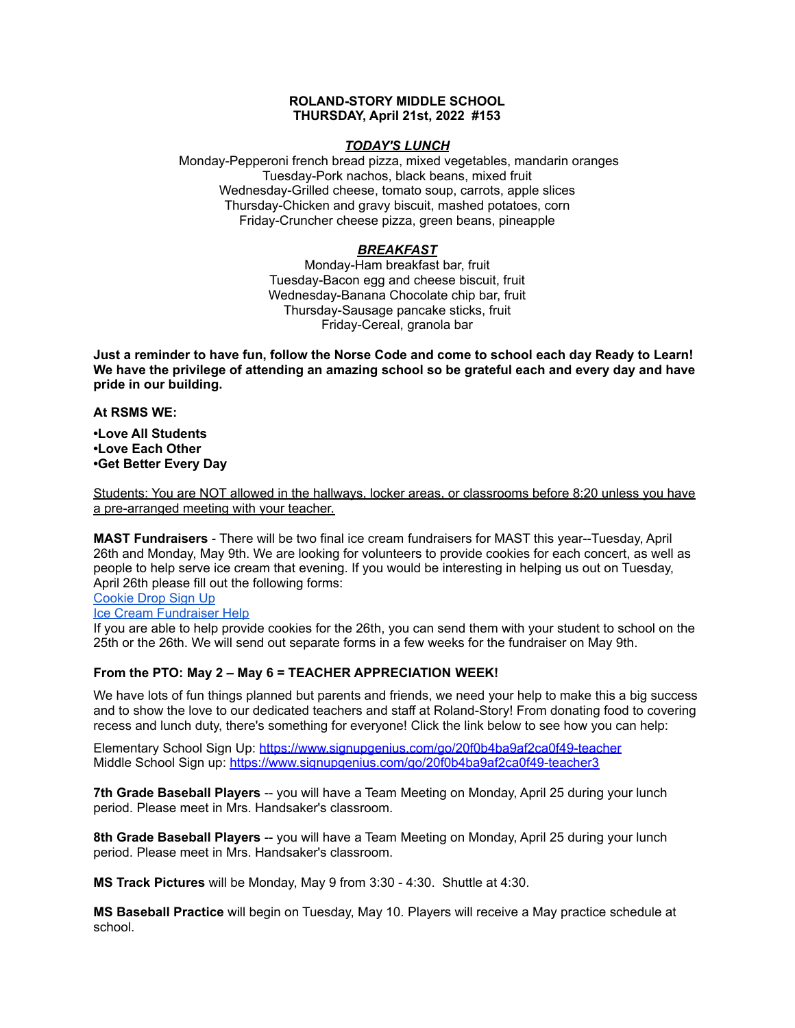**ROLAND-STORY MIDDLE SCHOOL**
**THURSDAY, April 21st, 2022 #153**

## ***TODAY'S LUNCH***

Monday-Pepperoni french bread pizza, mixed vegetables, mandarin oranges
Tuesday-Pork nachos, black beans, mixed fruit
Wednesday-Grilled cheese, tomato soup, carrots, apple slices
Thursday-Chicken and gravy biscuit, mashed potatoes, corn
Friday-Cruncher cheese pizza, green beans, pineapple

## ***BREAKFAST***

Monday-Ham breakfast bar, fruit
Tuesday-Bacon egg and cheese biscuit, fruit
Wednesday-Banana Chocolate chip bar, fruit
Thursday-Sausage pancake sticks, fruit
Friday-Cereal, granola bar

**Just a reminder to have fun, follow the Norse Code and come to school each day Ready to Learn! We have the privilege of attending an amazing school so be grateful each and every day and have pride in our building.**

**At RSMS WE:**

**•Love All Students**
**•Love Each Other**
**•Get Better Every Day**

<u>Students: You are NOT allowed in the hallways, locker areas, or classrooms before 8:20 unless you have a pre-arranged meeting with your teacher.</u>

**MAST Fundraisers** - There will be two final ice cream fundraisers for MAST this year--Tuesday, April 26th and Monday, May 9th. We are looking for volunteers to provide cookies for each concert, as well as people to help serve ice cream that evening. If you would be interesting in helping us out on Tuesday, April 26th please fill out the following forms:
[Cookie Drop Sign Up]()
[Ice Cream Fundraiser Help]()
If you are able to help provide cookies for the 26th, you can send them with your student to school on the 25th or the 26th. We will send out separate forms in a few weeks for the fundraiser on May 9th.

**From the PTO: May 2 – May 6 = TEACHER APPRECIATION WEEK!**

We have lots of fun things planned but parents and friends, we need your help to make this a big success and to show the love to our dedicated teachers and staff at Roland-Story! From donating food to covering recess and lunch duty, there's something for everyone! Click the link below to see how you can help:

Elementary School Sign Up: https://www.signupgenius.com/go/20f0b4ba9af2ca0f49-teacher
Middle School Sign up: https://www.signupgenius.com/go/20f0b4ba9af2ca0f49-teacher3

**7th Grade Baseball Players** -- you will have a Team Meeting on Monday, April 25 during your lunch period. Please meet in Mrs. Handsaker's classroom.

**8th Grade Baseball Players** -- you will have a Team Meeting on Monday, April 25 during your lunch period. Please meet in Mrs. Handsaker's classroom.

**MS Track Pictures** will be Monday, May 9 from 3:30 - 4:30. Shuttle at 4:30.

**MS Baseball Practice** will begin on Tuesday, May 10. Players will receive a May practice schedule at school.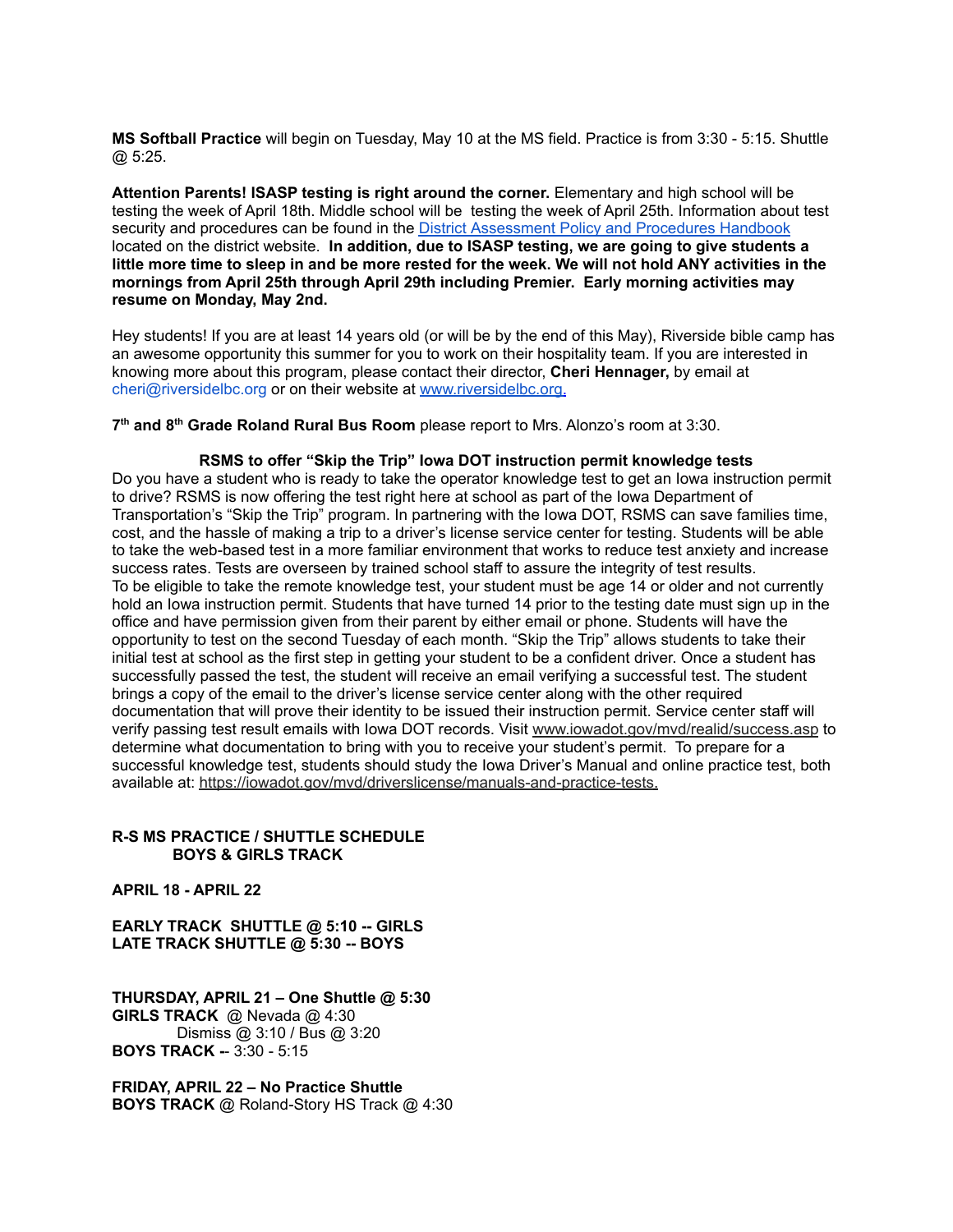**MS Softball Practice** will begin on Tuesday, May 10 at the MS field. Practice is from 3:30 - 5:15. Shuttle @ 5:25.

**Attention Parents! ISASP testing is right around the corner.** Elementary and high school will be testing the week of April 18th. Middle school will be testing the week of April 25th. Information about test security and procedures can be found in the [District Assessment Policy and Procedures Handbook]() located on the district website. **In addition, due to ISASP testing, we are going to give students a little more time to sleep in and be more rested for the week. We will not hold ANY activities in the mornings from April 25th through April 29th including Premier. Early morning activities may resume on Monday, May 2nd.**

Hey students! If you are at least 14 years old (or will be by the end of this May), Riverside bible camp has an awesome opportunity this summer for you to work on their hospitality team. If you are interested in knowing more about this program, please contact their director, **Cheri Hennager,** by email at cheri@riversidelbc.org or on their website at [www.riversidelbc.org.](www.riversidelbc.org)

**7th and 8th Grade Roland Rural Bus Room** please report to Mrs. Alonzo's room at 3:30.

**RSMS to offer "Skip the Trip" Iowa DOT instruction permit knowledge tests**

Do you have a student who is ready to take the operator knowledge test to get an Iowa instruction permit to drive? RSMS is now offering the test right here at school as part of the Iowa Department of Transportation's "Skip the Trip" program. In partnering with the Iowa DOT, RSMS can save families time, cost, and the hassle of making a trip to a driver's license service center for testing. Students will be able to take the web-based test in a more familiar environment that works to reduce test anxiety and increase success rates. Tests are overseen by trained school staff to assure the integrity of test results.
To be eligible to take the remote knowledge test, your student must be age 14 or older and not currently hold an Iowa instruction permit. Students that have turned 14 prior to the testing date must sign up in the office and have permission given from their parent by either email or phone. Students will have the opportunity to test on the second Tuesday of each month. "Skip the Trip" allows students to take their initial test at school as the first step in getting your student to be a confident driver. Once a student has successfully passed the test, the student will receive an email verifying a successful test. The student brings a copy of the email to the driver's license service center along with the other required documentation that will prove their identity to be issued their instruction permit. Service center staff will verify passing test result emails with Iowa DOT records. Visit www.iowadot.gov/mvd/realid/success.asp to determine what documentation to bring with you to receive your student's permit. To prepare for a successful knowledge test, students should study the Iowa Driver's Manual and online practice test, both available at: https://iowadot.gov/mvd/driverslicense/manuals-and-practice-tests.

**R-S MS PRACTICE / SHUTTLE SCHEDULE**
**BOYS & GIRLS TRACK**

**APRIL 18 - APRIL 22**

**EARLY TRACK SHUTTLE @ 5:10 -- GIRLS**
**LATE TRACK SHUTTLE @ 5:30 -- BOYS**

**THURSDAY, APRIL 21 – One Shuttle @ 5:30**
**GIRLS TRACK** @ Nevada @ 4:30
Dismiss @ 3:10 / Bus @ 3:20
**BOYS TRACK --** 3:30 - 5:15

**FRIDAY, APRIL 22 – No Practice Shuttle**
**BOYS TRACK** @ Roland-Story HS Track @ 4:30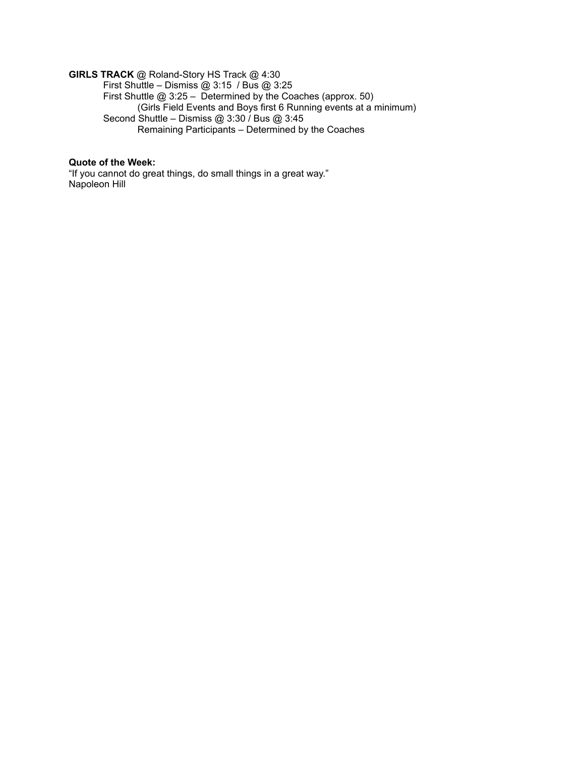**GIRLS TRACK** @ Roland-Story HS Track @ 4:30

- First Shuttle – Dismiss @ 3:15 / Bus @ 3:25
- First Shuttle @ 3:25 – Determined by the Coaches (approx. 50)
  - (Girls Field Events and Boys first 6 Running events at a minimum)
- Second Shuttle – Dismiss @ 3:30 / Bus @ 3:45
  - Remaining Participants – Determined by the Coaches

**Quote of the Week:**

“If you cannot do great things, do small things in a great way.”
Napoleon Hill